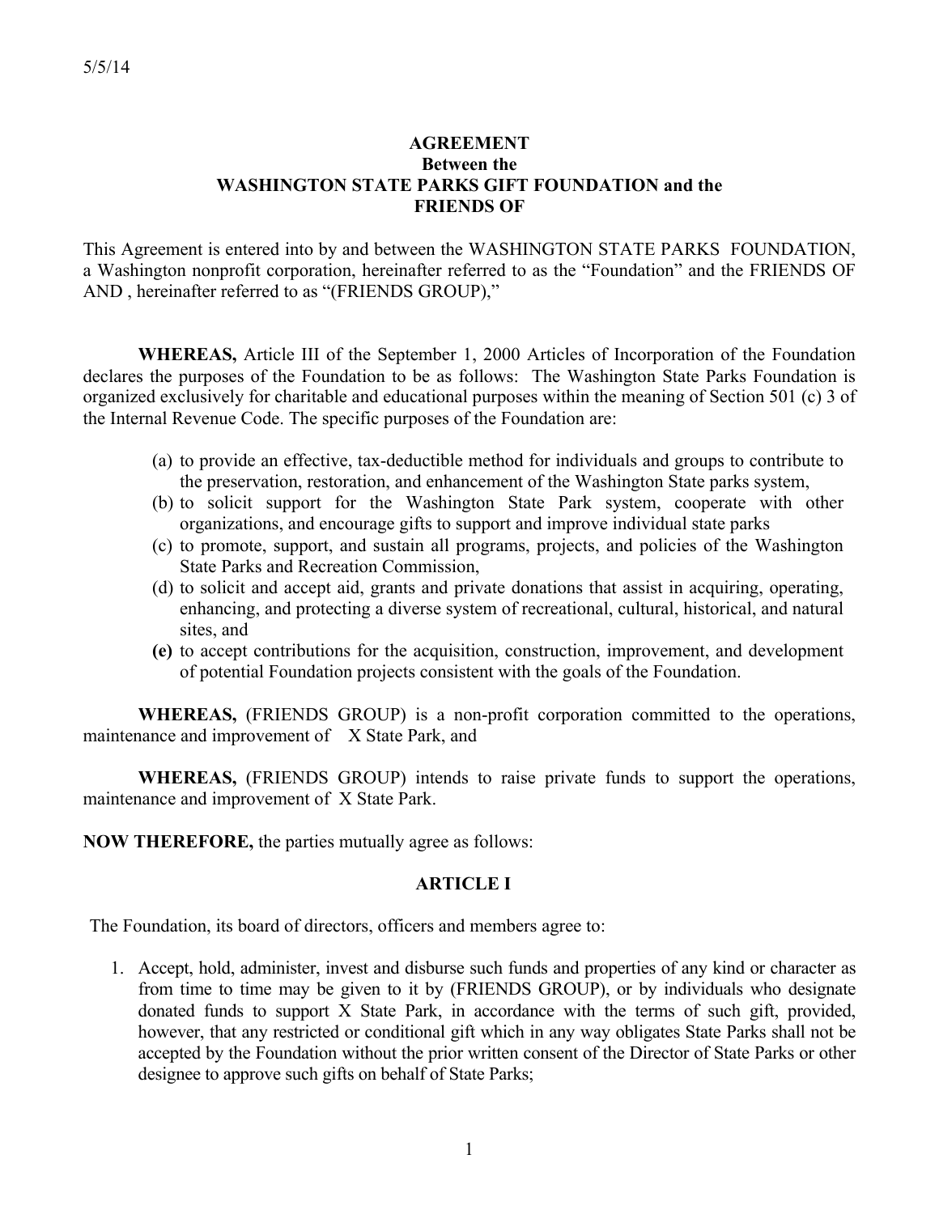5/5/14

**AGREEMENT**
**Between the**
**WASHINGTON STATE PARKS GIFT FOUNDATION and the**
**FRIENDS OF**

This Agreement is entered into by and between the WASHINGTON STATE PARKS FOUNDATION, a Washington nonprofit corporation, hereinafter referred to as the "Foundation" and the FRIENDS OF AND , hereinafter referred to as "(FRIENDS GROUP),"

**WHEREAS,** Article III of the September 1, 2000 Articles of Incorporation of the Foundation declares the purposes of the Foundation to be as follows: The Washington State Parks Foundation is organized exclusively for charitable and educational purposes within the meaning of Section 501 (c) 3 of the Internal Revenue Code. The specific purposes of the Foundation are:

(a) to provide an effective, tax-deductible method for individuals and groups to contribute to the preservation, restoration, and enhancement of the Washington State parks system,
(b) to solicit support for the Washington State Park system, cooperate with other organizations, and encourage gifts to support and improve individual state parks
(c) to promote, support, and sustain all programs, projects, and policies of the Washington State Parks and Recreation Commission,
(d) to solicit and accept aid, grants and private donations that assist in acquiring, operating, enhancing, and protecting a diverse system of recreational, cultural, historical, and natural sites, and
**(e)** to accept contributions for the acquisition, construction, improvement, and development of potential Foundation projects consistent with the goals of the Foundation.

**WHEREAS,** (FRIENDS GROUP) is a non-profit corporation committed to the operations, maintenance and improvement of X State Park, and

**WHEREAS,** (FRIENDS GROUP) intends to raise private funds to support the operations, maintenance and improvement of X State Park.

**NOW THEREFORE,** the parties mutually agree as follows:

## ARTICLE I

The Foundation, its board of directors, officers and members agree to:

1. Accept, hold, administer, invest and disburse such funds and properties of any kind or character as from time to time may be given to it by (FRIENDS GROUP), or by individuals who designate donated funds to support X State Park, in accordance with the terms of such gift, provided, however, that any restricted or conditional gift which in any way obligates State Parks shall not be accepted by the Foundation without the prior written consent of the Director of State Parks or other designee to approve such gifts on behalf of State Parks;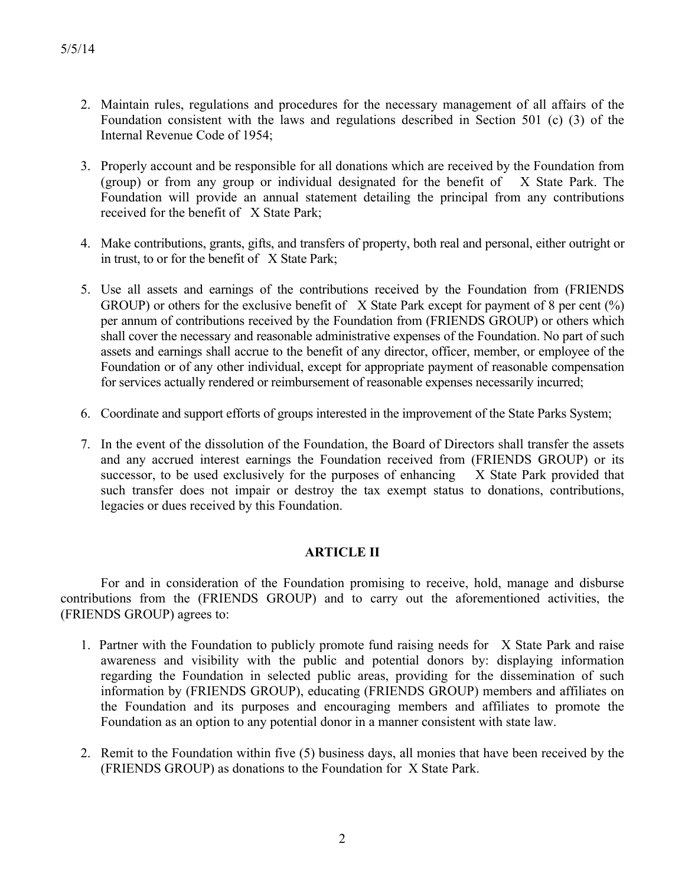2. Maintain rules, regulations and procedures for the necessary management of all affairs of the Foundation consistent with the laws and regulations described in Section 501 (c) (3) of the Internal Revenue Code of 1954;

3. Properly account and be responsible for all donations which are received by the Foundation from (group) or from any group or individual designated for the benefit of X State Park. The Foundation will provide an annual statement detailing the principal from any contributions received for the benefit of X State Park;

4. Make contributions, grants, gifts, and transfers of property, both real and personal, either outright or in trust, to or for the benefit of X State Park;

5. Use all assets and earnings of the contributions received by the Foundation from (FRIENDS GROUP) or others for the exclusive benefit of X State Park except for payment of 8 per cent (%) per annum of contributions received by the Foundation from (FRIENDS GROUP) or others which shall cover the necessary and reasonable administrative expenses of the Foundation. No part of such assets and earnings shall accrue to the benefit of any director, officer, member, or employee of the Foundation or of any other individual, except for appropriate payment of reasonable compensation for services actually rendered or reimbursement of reasonable expenses necessarily incurred;

6. Coordinate and support efforts of groups interested in the improvement of the State Parks System;

7. In the event of the dissolution of the Foundation, the Board of Directors shall transfer the assets and any accrued interest earnings the Foundation received from (FRIENDS GROUP) or its successor, to be used exclusively for the purposes of enhancing X State Park provided that such transfer does not impair or destroy the tax exempt status to donations, contributions, legacies or dues received by this Foundation.

## ARTICLE II

For and in consideration of the Foundation promising to receive, hold, manage and disburse contributions from the (FRIENDS GROUP) and to carry out the aforementioned activities, the (FRIENDS GROUP) agrees to:

1. Partner with the Foundation to publicly promote fund raising needs for X State Park and raise awareness and visibility with the public and potential donors by: displaying information regarding the Foundation in selected public areas, providing for the dissemination of such information by (FRIENDS GROUP), educating (FRIENDS GROUP) members and affiliates on the Foundation and its purposes and encouraging members and affiliates to promote the Foundation as an option to any potential donor in a manner consistent with state law.

2. Remit to the Foundation within five (5) business days, all monies that have been received by the (FRIENDS GROUP) as donations to the Foundation for X State Park.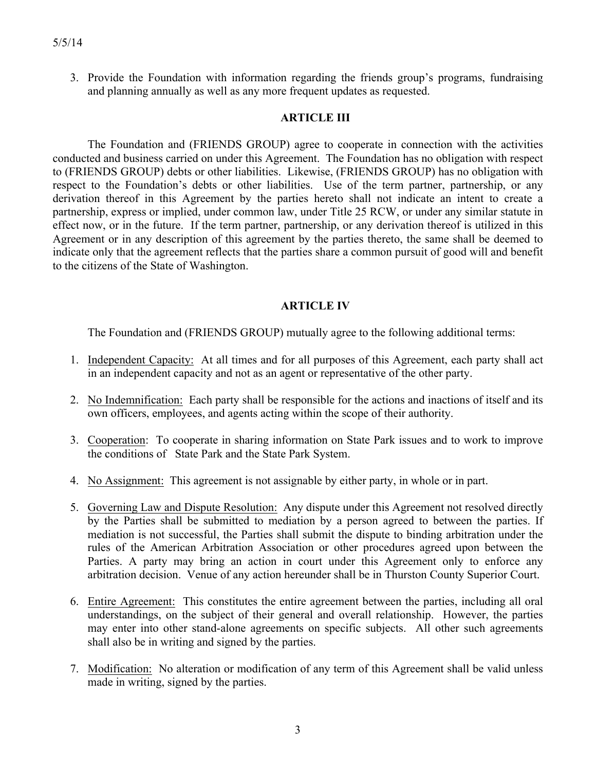3. Provide the Foundation with information regarding the friends group's programs, fundraising and planning annually as well as any more frequent updates as requested.

## ARTICLE III

The Foundation and (FRIENDS GROUP) agree to cooperate in connection with the activities conducted and business carried on under this Agreement. The Foundation has no obligation with respect to (FRIENDS GROUP) debts or other liabilities. Likewise, (FRIENDS GROUP) has no obligation with respect to the Foundation's debts or other liabilities. Use of the term partner, partnership, or any derivation thereof in this Agreement by the parties hereto shall not indicate an intent to create a partnership, express or implied, under common law, under Title 25 RCW, or under any similar statute in effect now, or in the future. If the term partner, partnership, or any derivation thereof is utilized in this Agreement or in any description of this agreement by the parties thereto, the same shall be deemed to indicate only that the agreement reflects that the parties share a common pursuit of good will and benefit to the citizens of the State of Washington.

## ARTICLE IV

The Foundation and (FRIENDS GROUP) mutually agree to the following additional terms:

1. Independent Capacity: At all times and for all purposes of this Agreement, each party shall act in an independent capacity and not as an agent or representative of the other party.

2. No Indemnification: Each party shall be responsible for the actions and inactions of itself and its own officers, employees, and agents acting within the scope of their authority.

3. Cooperation: To cooperate in sharing information on State Park issues and to work to improve the conditions of State Park and the State Park System.

4. No Assignment: This agreement is not assignable by either party, in whole or in part.

5. Governing Law and Dispute Resolution: Any dispute under this Agreement not resolved directly by the Parties shall be submitted to mediation by a person agreed to between the parties. If mediation is not successful, the Parties shall submit the dispute to binding arbitration under the rules of the American Arbitration Association or other procedures agreed upon between the Parties. A party may bring an action in court under this Agreement only to enforce any arbitration decision. Venue of any action hereunder shall be in Thurston County Superior Court.

6. Entire Agreement: This constitutes the entire agreement between the parties, including all oral understandings, on the subject of their general and overall relationship. However, the parties may enter into other stand-alone agreements on specific subjects. All other such agreements shall also be in writing and signed by the parties.

7. Modification: No alteration or modification of any term of this Agreement shall be valid unless made in writing, signed by the parties.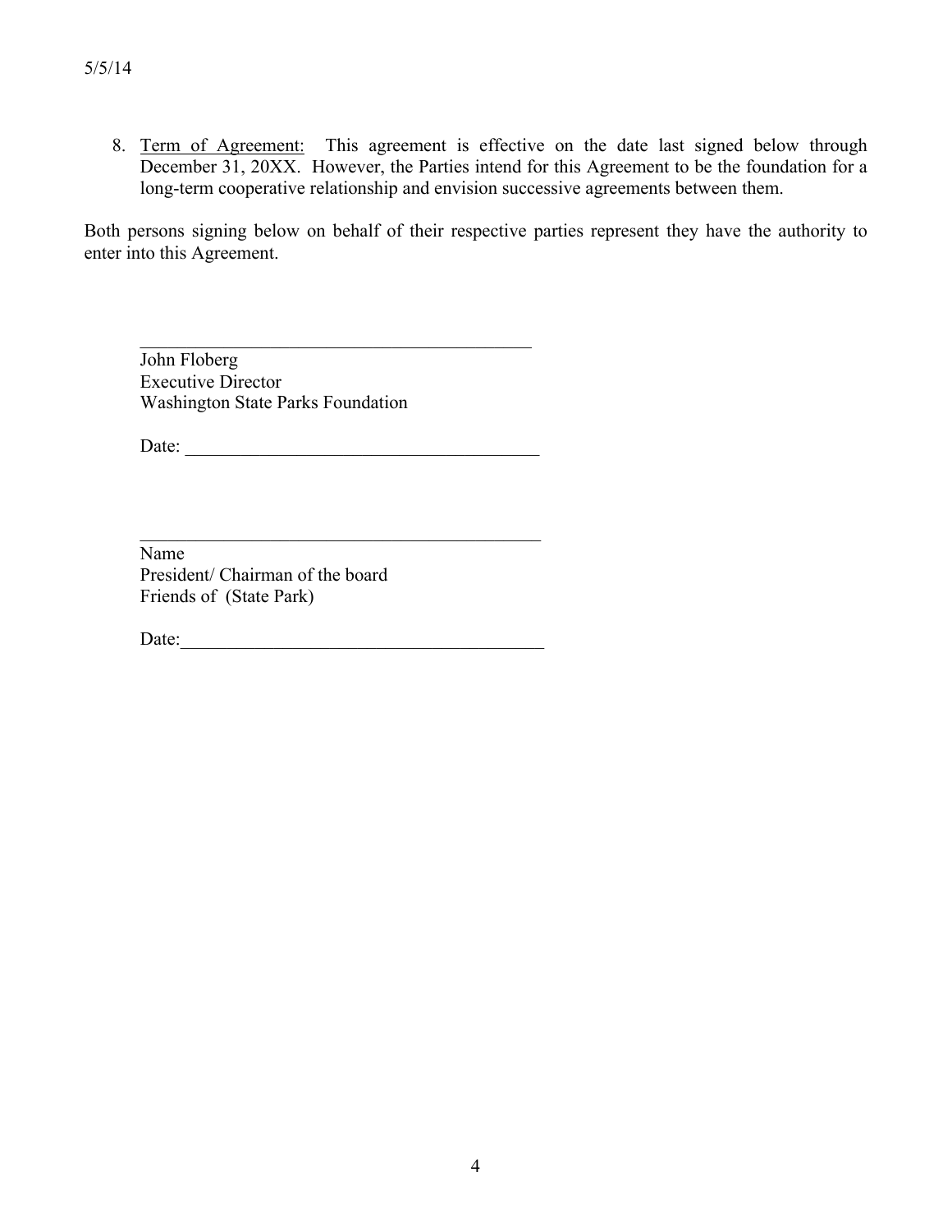8. Term of Agreement: This agreement is effective on the date last signed below through December 31, 20XX. However, the Parties intend for this Agreement to be the foundation for a long-term cooperative relationship and envision successive agreements between them.

Both persons signing below on behalf of their respective parties represent they have the authority to enter into this Agreement.

_____________________________________________
John Floberg
Executive Director
Washington State Parks Foundation

Date: _____________________________________

_____________________________________________
Name
President/ Chairman of the board
Friends of (State Park)

Date:_____________________________________